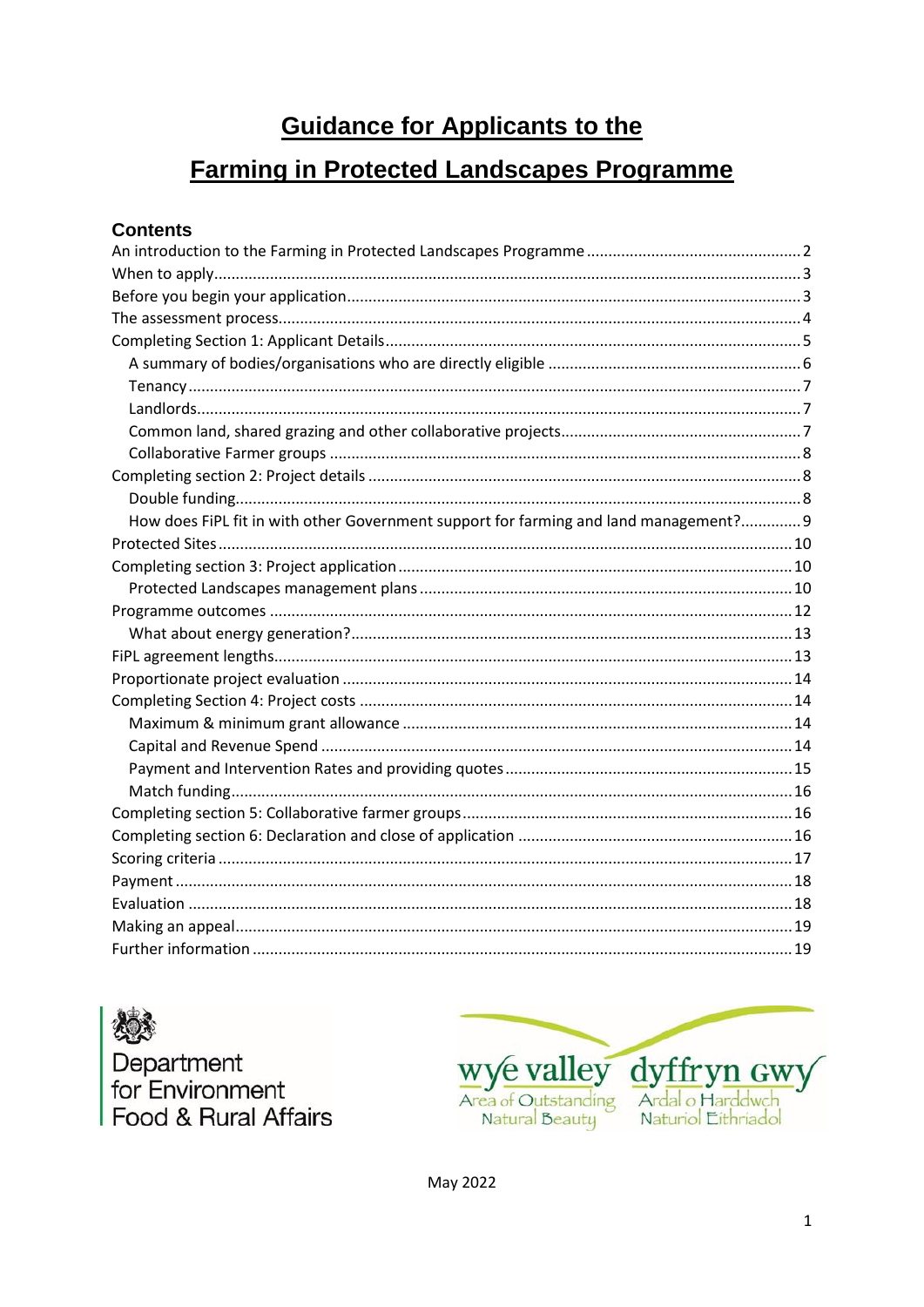# Guidance for Applicants to the Farming in Protected Landscapes Programme

## Contents

- An introduction to the Farming in Protected Landscapes Programme ... 2
- When to apply ... 3
- Before you begin your application ... 3
- The assessment process ... 4
- Completing Section 1: Applicant Details ... 5
  - A summary of bodies/organisations who are directly eligible ... 6
  - Tenancy ... 7
  - Landlords ... 7
  - Common land, shared grazing and other collaborative projects ... 7
  - Collaborative Farmer groups ... 8
- Completing section 2: Project details ... 8
  - Double funding ... 8
  - How does FiPL fit in with other Government support for farming and land management? ... 9
- Protected Sites ... 10
- Completing section 3: Project application ... 10
  - Protected Landscapes management plans ... 10
- Programme outcomes ... 12
  - What about energy generation? ... 13
- FiPL agreement lengths ... 13
- Proportionate project evaluation ... 14
- Completing Section 4: Project costs ... 14
  - Maximum & minimum grant allowance ... 14
  - Capital and Revenue Spend ... 14
  - Payment and Intervention Rates and providing quotes ... 15
  - Match funding ... 16
- Completing section 5: Collaborative farmer groups ... 16
- Completing section 6: Declaration and close of application ... 16
- Scoring criteria ... 17
- Payment ... 18
- Evaluation ... 18
- Making an appeal ... 19
- Further information ... 19

Department for Environment Food & Rural Affairs

wye valley — Area of Outstanding Natural Beauty
dyffryn Gwy — Ardal o Harddwch Naturiol Eithriadol

May 2022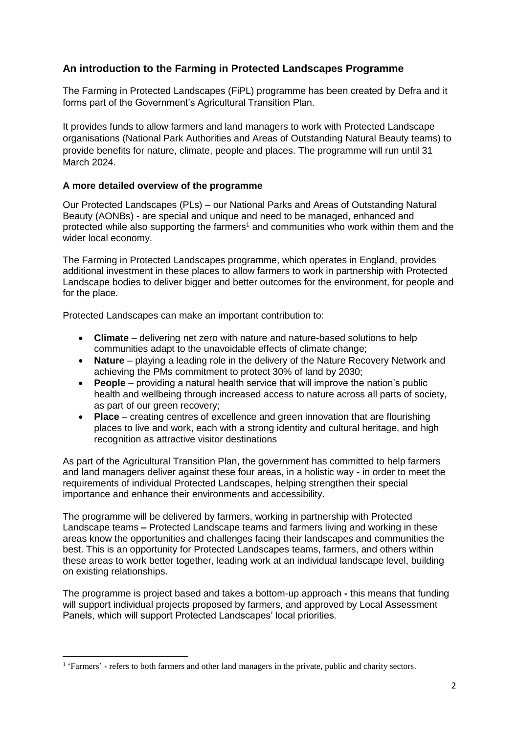## An introduction to the Farming in Protected Landscapes Programme

The Farming in Protected Landscapes (FiPL) programme has been created by Defra and it forms part of the Government's Agricultural Transition Plan.

It provides funds to allow farmers and land managers to work with Protected Landscape organisations (National Park Authorities and Areas of Outstanding Natural Beauty teams) to provide benefits for nature, climate, people and places. The programme will run until 31 March 2024.

### A more detailed overview of the programme

Our Protected Landscapes (PLs) – our National Parks and Areas of Outstanding Natural Beauty (AONBs) - are special and unique and need to be managed, enhanced and protected while also supporting the farmers[1] and communities who work within them and the wider local economy.

The Farming in Protected Landscapes programme, which operates in England, provides additional investment in these places to allow farmers to work in partnership with Protected Landscape bodies to deliver bigger and better outcomes for the environment, for people and for the place.

Protected Landscapes can make an important contribution to:

- **Climate** – delivering net zero with nature and nature-based solutions to help communities adapt to the unavoidable effects of climate change;
- **Nature** – playing a leading role in the delivery of the Nature Recovery Network and achieving the PMs commitment to protect 30% of land by 2030;
- **People** – providing a natural health service that will improve the nation's public health and wellbeing through increased access to nature across all parts of society, as part of our green recovery;
- **Place** – creating centres of excellence and green innovation that are flourishing places to live and work, each with a strong identity and cultural heritage, and high recognition as attractive visitor destinations

As part of the Agricultural Transition Plan, the government has committed to help farmers and land managers deliver against these four areas, in a holistic way - in order to meet the requirements of individual Protected Landscapes, helping strengthen their special importance and enhance their environments and accessibility.

The programme will be delivered by farmers, working in partnership with Protected Landscape teams **–** Protected Landscape teams and farmers living and working in these areas know the opportunities and challenges facing their landscapes and communities the best. This is an opportunity for Protected Landscapes teams, farmers, and others within these areas to work better together, leading work at an individual landscape level, building on existing relationships.

The programme is project based and takes a bottom-up approach **-** this means that funding will support individual projects proposed by farmers, and approved by Local Assessment Panels, which will support Protected Landscapes' local priorities.

---

[1] 'Farmers' - refers to both farmers and other land managers in the private, public and charity sectors.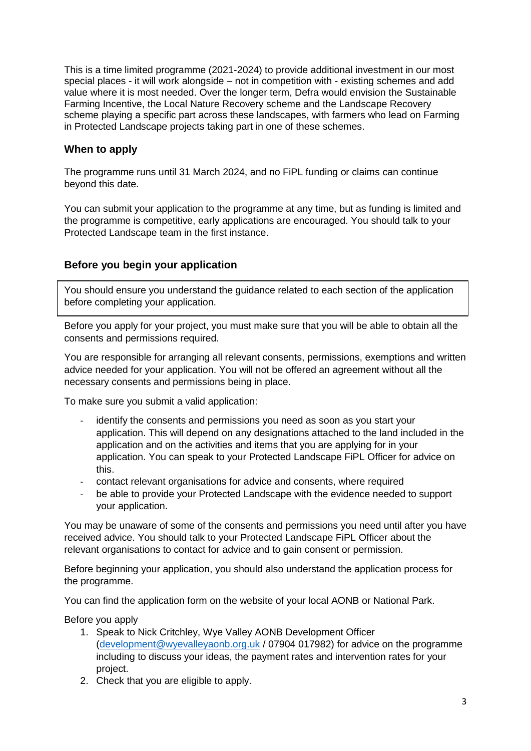This is a time limited programme (2021-2024) to provide additional investment in our most special places - it will work alongside – not in competition with - existing schemes and add value where it is most needed. Over the longer term, Defra would envision the Sustainable Farming Incentive, the Local Nature Recovery scheme and the Landscape Recovery scheme playing a specific part across these landscapes, with farmers who lead on Farming in Protected Landscape projects taking part in one of these schemes.

### When to apply

The programme runs until 31 March 2024, and no FiPL funding or claims can continue beyond this date.

You can submit your application to the programme at any time, but as funding is limited and the programme is competitive, early applications are encouraged. You should talk to your Protected Landscape team in the first instance.

### Before you begin your application

> You should ensure you understand the guidance related to each section of the application before completing your application.

Before you apply for your project, you must make sure that you will be able to obtain all the consents and permissions required.

You are responsible for arranging all relevant consents, permissions, exemptions and written advice needed for your application. You will not be offered an agreement without all the necessary consents and permissions being in place.

To make sure you submit a valid application:

- identify the consents and permissions you need as soon as you start your application. This will depend on any designations attached to the land included in the application and on the activities and items that you are applying for in your application. You can speak to your Protected Landscape FiPL Officer for advice on this.
- contact relevant organisations for advice and consents, where required
- be able to provide your Protected Landscape with the evidence needed to support your application.

You may be unaware of some of the consents and permissions you need until after you have received advice. You should talk to your Protected Landscape FiPL Officer about the relevant organisations to contact for advice and to gain consent or permission.

Before beginning your application, you should also understand the application process for the programme.

You can find the application form on the website of your local AONB or National Park.

Before you apply

1. Speak to Nick Critchley, Wye Valley AONB Development Officer (development@wyevalleyaonb.org.uk / 07904 017982) for advice on the programme including to discuss your ideas, the payment rates and intervention rates for your project.
2. Check that you are eligible to apply.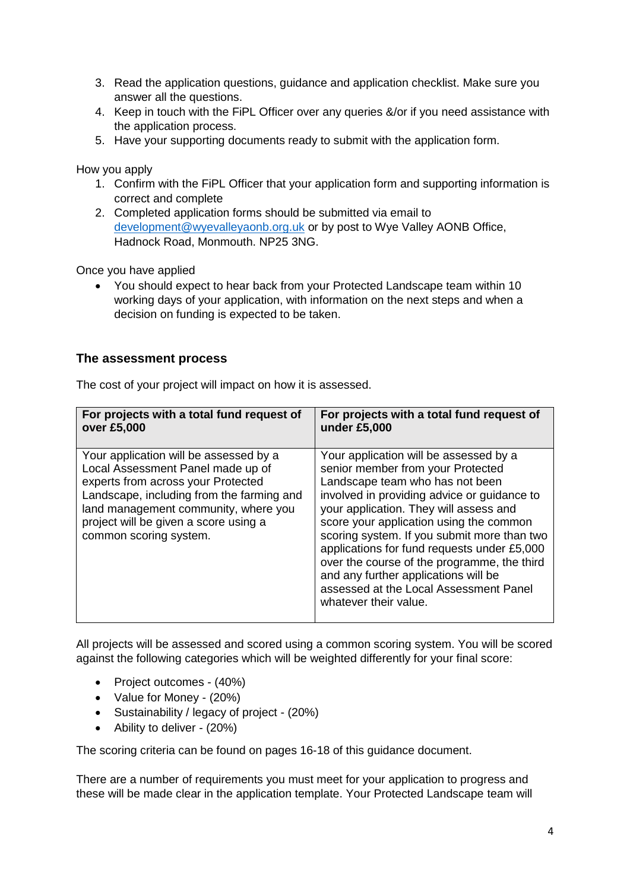3. Read the application questions, guidance and application checklist. Make sure you answer all the questions.
4. Keep in touch with the FiPL Officer over any queries &/or if you need assistance with the application process.
5. Have your supporting documents ready to submit with the application form.

How you apply

1. Confirm with the FiPL Officer that your application form and supporting information is correct and complete
2. Completed application forms should be submitted via email to development@wyevalleyaonb.org.uk or by post to Wye Valley AONB Office, Hadnock Road, Monmouth. NP25 3NG.

Once you have applied

- You should expect to hear back from your Protected Landscape team within 10 working days of your application, with information on the next steps and when a decision on funding is expected to be taken.

## The assessment process

The cost of your project will impact on how it is assessed.

| For projects with a total fund request of over £5,000 | For projects with a total fund request of under £5,000 |
|---|---|
| Your application will be assessed by a Local Assessment Panel made up of experts from across your Protected Landscape, including from the farming and land management community, where you project will be given a score using a common scoring system. | Your application will be assessed by a senior member from your Protected Landscape team who has not been involved in providing advice or guidance to your application. They will assess and score your application using the common scoring system. If you submit more than two applications for fund requests under £5,000 over the course of the programme, the third and any further applications will be assessed at the Local Assessment Panel whatever their value. |

All projects will be assessed and scored using a common scoring system. You will be scored against the following categories which will be weighted differently for your final score:

- Project outcomes - (40%)
- Value for Money - (20%)
- Sustainability / legacy of project - (20%)
- Ability to deliver - (20%)

The scoring criteria can be found on pages 16-18 of this guidance document.

There are a number of requirements you must meet for your application to progress and these will be made clear in the application template. Your Protected Landscape team will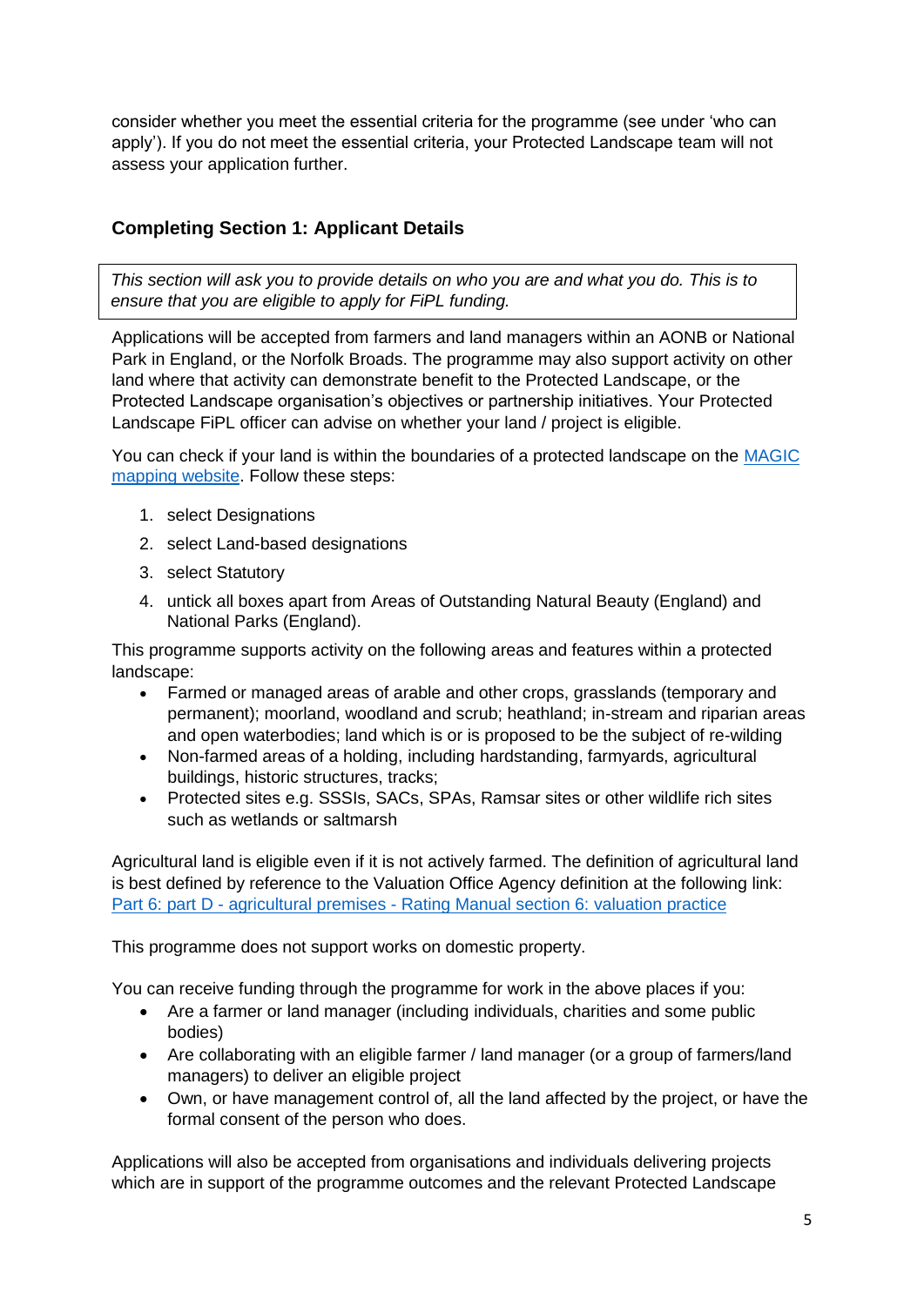consider whether you meet the essential criteria for the programme (see under 'who can apply'). If you do not meet the essential criteria, your Protected Landscape team will not assess your application further.

### Completing Section 1: Applicant Details

*This section will ask you to provide details on who you are and what you do. This is to ensure that you are eligible to apply for FiPL funding.*

Applications will be accepted from farmers and land managers within an AONB or National Park in England, or the Norfolk Broads. The programme may also support activity on other land where that activity can demonstrate benefit to the Protected Landscape, or the Protected Landscape organisation's objectives or partnership initiatives. Your Protected Landscape FiPL officer can advise on whether your land / project is eligible.

You can check if your land is within the boundaries of a protected landscape on the [MAGIC mapping website](). Follow these steps:

1. select Designations
2. select Land-based designations
3. select Statutory
4. untick all boxes apart from Areas of Outstanding Natural Beauty (England) and National Parks (England).

This programme supports activity on the following areas and features within a protected landscape:

- Farmed or managed areas of arable and other crops, grasslands (temporary and permanent); moorland, woodland and scrub; heathland; in-stream and riparian areas and open waterbodies; land which is or is proposed to be the subject of re-wilding
- Non-farmed areas of a holding, including hardstanding, farmyards, agricultural buildings, historic structures, tracks;
- Protected sites e.g. SSSIs, SACs, SPAs, Ramsar sites or other wildlife rich sites such as wetlands or saltmarsh

Agricultural land is eligible even if it is not actively farmed. The definition of agricultural land is best defined by reference to the Valuation Office Agency definition at the following link: [Part 6: part D - agricultural premises - Rating Manual section 6: valuation practice]()

This programme does not support works on domestic property.

You can receive funding through the programme for work in the above places if you:

- Are a farmer or land manager (including individuals, charities and some public bodies)
- Are collaborating with an eligible farmer / land manager (or a group of farmers/land managers) to deliver an eligible project
- Own, or have management control of, all the land affected by the project, or have the formal consent of the person who does.

Applications will also be accepted from organisations and individuals delivering projects which are in support of the programme outcomes and the relevant Protected Landscape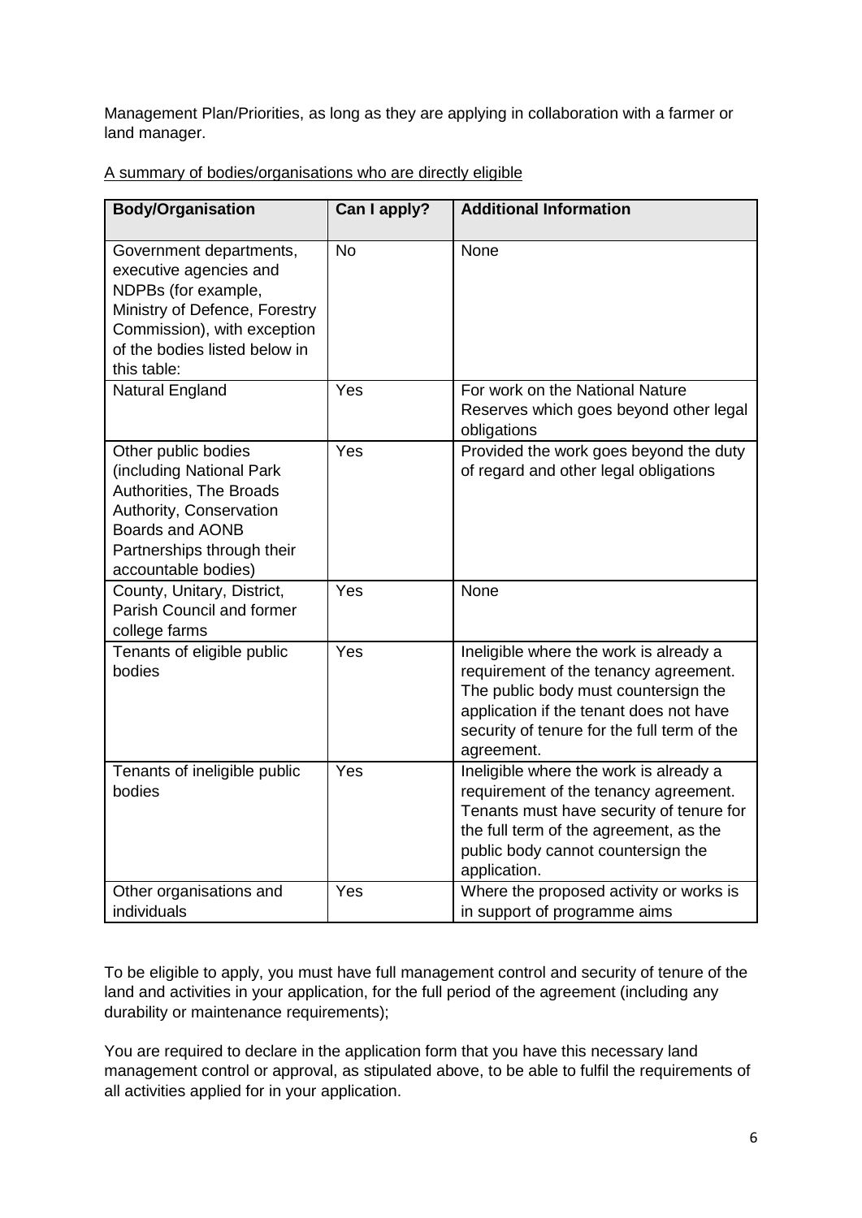Management Plan/Priorities, as long as they are applying in collaboration with a farmer or land manager.

A summary of bodies/organisations who are directly eligible

| Body/Organisation | Can I apply? | Additional Information |
|---|---|---|
| Government departments, executive agencies and NDPBs (for example, Ministry of Defence, Forestry Commission), with exception of the bodies listed below in this table: | No | None |
| Natural England | Yes | For work on the National Nature Reserves which goes beyond other legal obligations |
| Other public bodies (including National Park Authorities, The Broads Authority, Conservation Boards and AONB Partnerships through their accountable bodies) | Yes | Provided the work goes beyond the duty of regard and other legal obligations |
| County, Unitary, District, Parish Council and former college farms | Yes | None |
| Tenants of eligible public bodies | Yes | Ineligible where the work is already a requirement of the tenancy agreement. The public body must countersign the application if the tenant does not have security of tenure for the full term of the agreement. |
| Tenants of ineligible public bodies | Yes | Ineligible where the work is already a requirement of the tenancy agreement. Tenants must have security of tenure for the full term of the agreement, as the public body cannot countersign the application. |
| Other organisations and individuals | Yes | Where the proposed activity or works is in support of programme aims |

To be eligible to apply, you must have full management control and security of tenure of the land and activities in your application, for the full period of the agreement (including any durability or maintenance requirements);

You are required to declare in the application form that you have this necessary land management control or approval, as stipulated above, to be able to fulfil the requirements of all activities applied for in your application.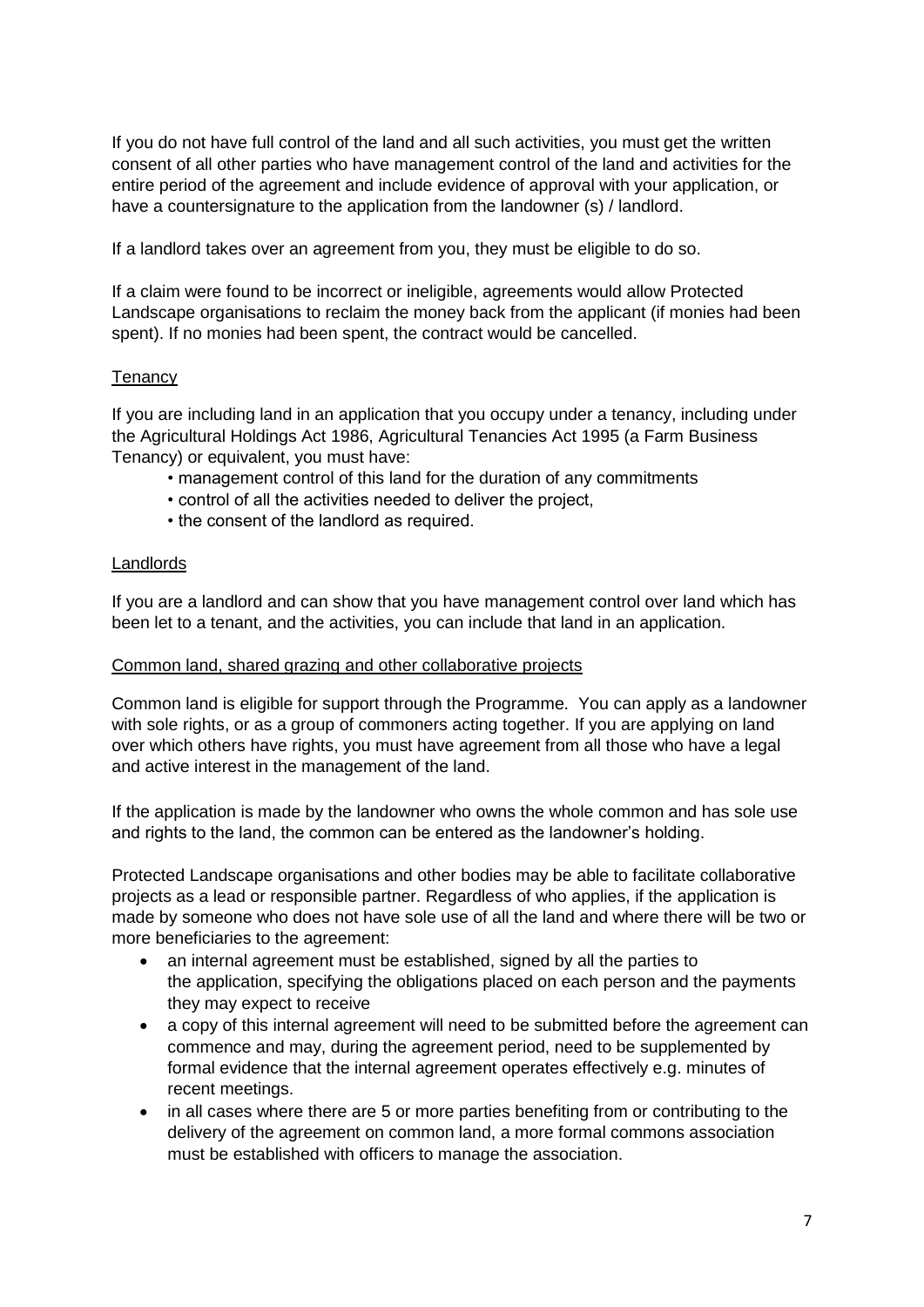If you do not have full control of the land and all such activities, you must get the written consent of all other parties who have management control of the land and activities for the entire period of the agreement and include evidence of approval with your application, or have a countersignature to the application from the landowner (s) / landlord.

If a landlord takes over an agreement from you, they must be eligible to do so.

If a claim were found to be incorrect or ineligible, agreements would allow Protected Landscape organisations to reclaim the money back from the applicant (if monies had been spent). If no monies had been spent, the contract would be cancelled.

### Tenancy

If you are including land in an application that you occupy under a tenancy, including under the Agricultural Holdings Act 1986, Agricultural Tenancies Act 1995 (a Farm Business Tenancy) or equivalent, you must have:

- management control of this land for the duration of any commitments
- control of all the activities needed to deliver the project,
- the consent of the landlord as required.

### Landlords

If you are a landlord and can show that you have management control over land which has been let to a tenant, and the activities, you can include that land in an application.

### Common land, shared grazing and other collaborative projects

Common land is eligible for support through the Programme. You can apply as a landowner with sole rights, or as a group of commoners acting together. If you are applying on land over which others have rights, you must have agreement from all those who have a legal and active interest in the management of the land.

If the application is made by the landowner who owns the whole common and has sole use and rights to the land, the common can be entered as the landowner's holding.

Protected Landscape organisations and other bodies may be able to facilitate collaborative projects as a lead or responsible partner. Regardless of who applies, if the application is made by someone who does not have sole use of all the land and where there will be two or more beneficiaries to the agreement:

- an internal agreement must be established, signed by all the parties to the application, specifying the obligations placed on each person and the payments they may expect to receive
- a copy of this internal agreement will need to be submitted before the agreement can commence and may, during the agreement period, need to be supplemented by formal evidence that the internal agreement operates effectively e.g. minutes of recent meetings.
- in all cases where there are 5 or more parties benefiting from or contributing to the delivery of the agreement on common land, a more formal commons association must be established with officers to manage the association.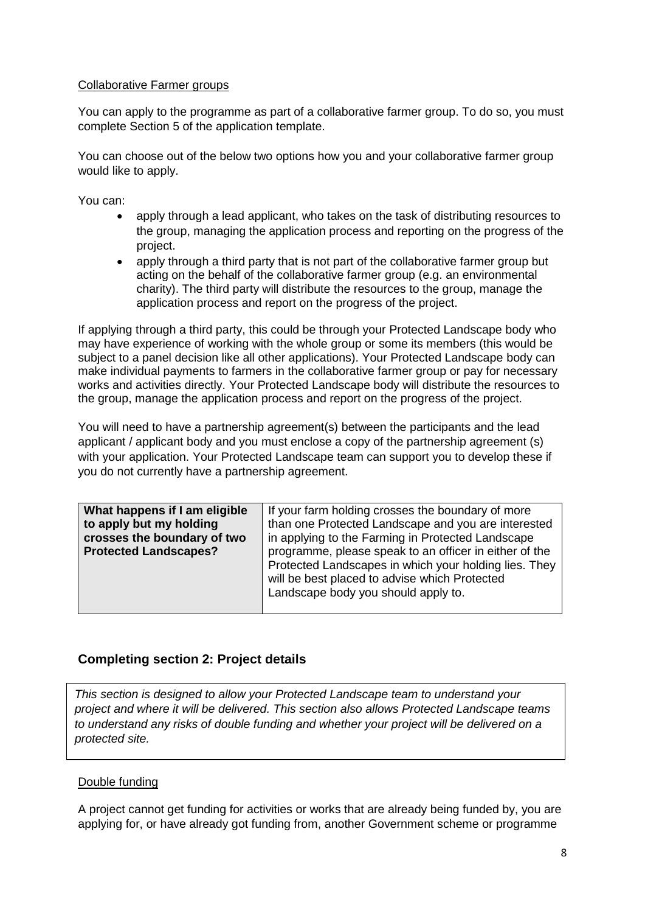Collaborative Farmer groups

You can apply to the programme as part of a collaborative farmer group. To do so, you must complete Section 5 of the application template.

You can choose out of the below two options how you and your collaborative farmer group would like to apply.

You can:

- apply through a lead applicant, who takes on the task of distributing resources to the group, managing the application process and reporting on the progress of the project.
- apply through a third party that is not part of the collaborative farmer group but acting on the behalf of the collaborative farmer group (e.g. an environmental charity). The third party will distribute the resources to the group, manage the application process and report on the progress of the project.

If applying through a third party, this could be through your Protected Landscape body who may have experience of working with the whole group or some its members (this would be subject to a panel decision like all other applications). Your Protected Landscape body can make individual payments to farmers in the collaborative farmer group or pay for necessary works and activities directly. Your Protected Landscape body will distribute the resources to the group, manage the application process and report on the progress of the project.

You will need to have a partnership agreement(s) between the participants and the lead applicant / applicant body and you must enclose a copy of the partnership agreement (s) with your application. Your Protected Landscape team can support you to develop these if you do not currently have a partnership agreement.

| **What happens if I am eligible to apply but my holding crosses the boundary of two Protected Landscapes?** | If your farm holding crosses the boundary of more than one Protected Landscape and you are interested in applying to the Farming in Protected Landscape programme, please speak to an officer in either of the Protected Landscapes in which your holding lies. They will be best placed to advise which Protected Landscape body you should apply to. |
|---|---|

## Completing section 2: Project details

*This section is designed to allow your Protected Landscape team to understand your project and where it will be delivered. This section also allows Protected Landscape teams to understand any risks of double funding and whether your project will be delivered on a protected site.*

Double funding

A project cannot get funding for activities or works that are already being funded by, you are applying for, or have already got funding from, another Government scheme or programme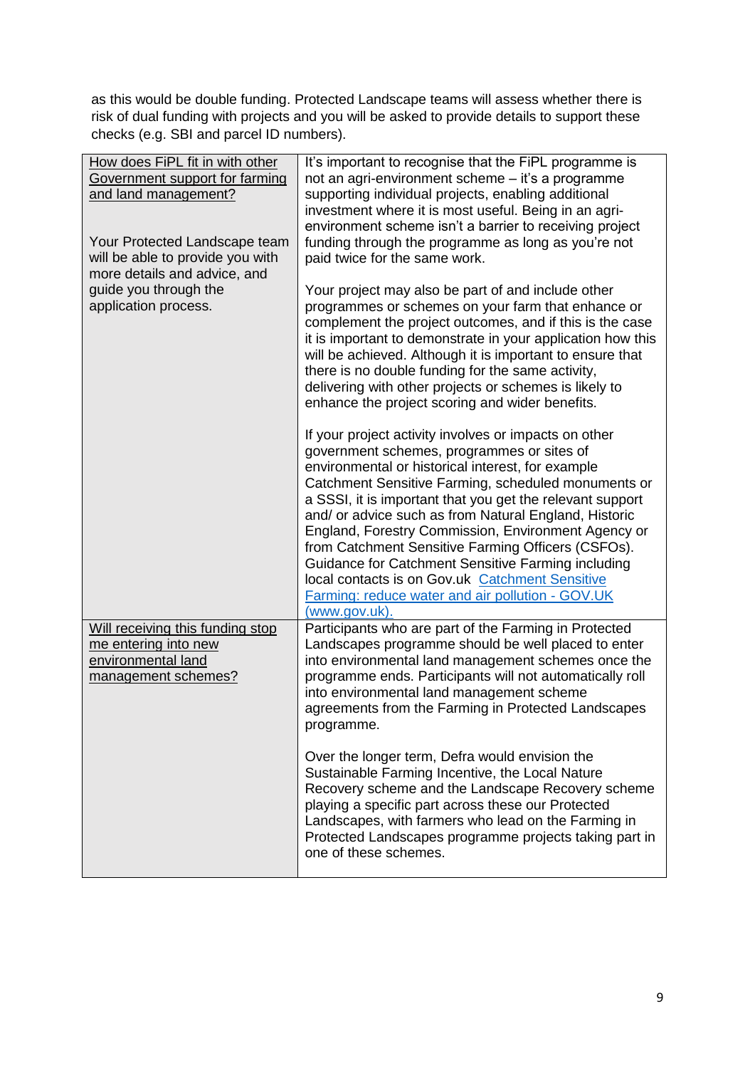as this would be double funding. Protected Landscape teams will assess whether there is risk of dual funding with projects and you will be asked to provide details to support these checks (e.g. SBI and parcel ID numbers).

| | |
|---|---|
| How does FiPL fit in with other Government support for farming and land management?<br><br>Your Protected Landscape team will be able to provide you with more details and advice, and guide you through the application process. | It's important to recognise that the FiPL programme is not an agri-environment scheme – it's a programme supporting individual projects, enabling additional investment where it is most useful. Being in an agri-environment scheme isn't a barrier to receiving project funding through the programme as long as you're not paid twice for the same work.<br><br>Your project may also be part of and include other programmes or schemes on your farm that enhance or complement the project outcomes, and if this is the case it is important to demonstrate in your application how this will be achieved. Although it is important to ensure that there is no double funding for the same activity, delivering with other projects or schemes is likely to enhance the project scoring and wider benefits.<br><br>If your project activity involves or impacts on other government schemes, programmes or sites of environmental or historical interest, for example Catchment Sensitive Farming, scheduled monuments or a SSSI, it is important that you get the relevant support and/ or advice such as from Natural England, Historic England, Forestry Commission, Environment Agency or from Catchment Sensitive Farming Officers (CSFOs). Guidance for Catchment Sensitive Farming including local contacts is on Gov.uk Catchment Sensitive Farming: reduce water and air pollution - GOV.UK (www.gov.uk). |
| Will receiving this funding stop me entering into new environmental land management schemes? | Participants who are part of the Farming in Protected Landscapes programme should be well placed to enter into environmental land management schemes once the programme ends. Participants will not automatically roll into environmental land management scheme agreements from the Farming in Protected Landscapes programme.<br><br>Over the longer term, Defra would envision the Sustainable Farming Incentive, the Local Nature Recovery scheme and the Landscape Recovery scheme playing a specific part across these our Protected Landscapes, with farmers who lead on the Farming in Protected Landscapes programme projects taking part in one of these schemes. |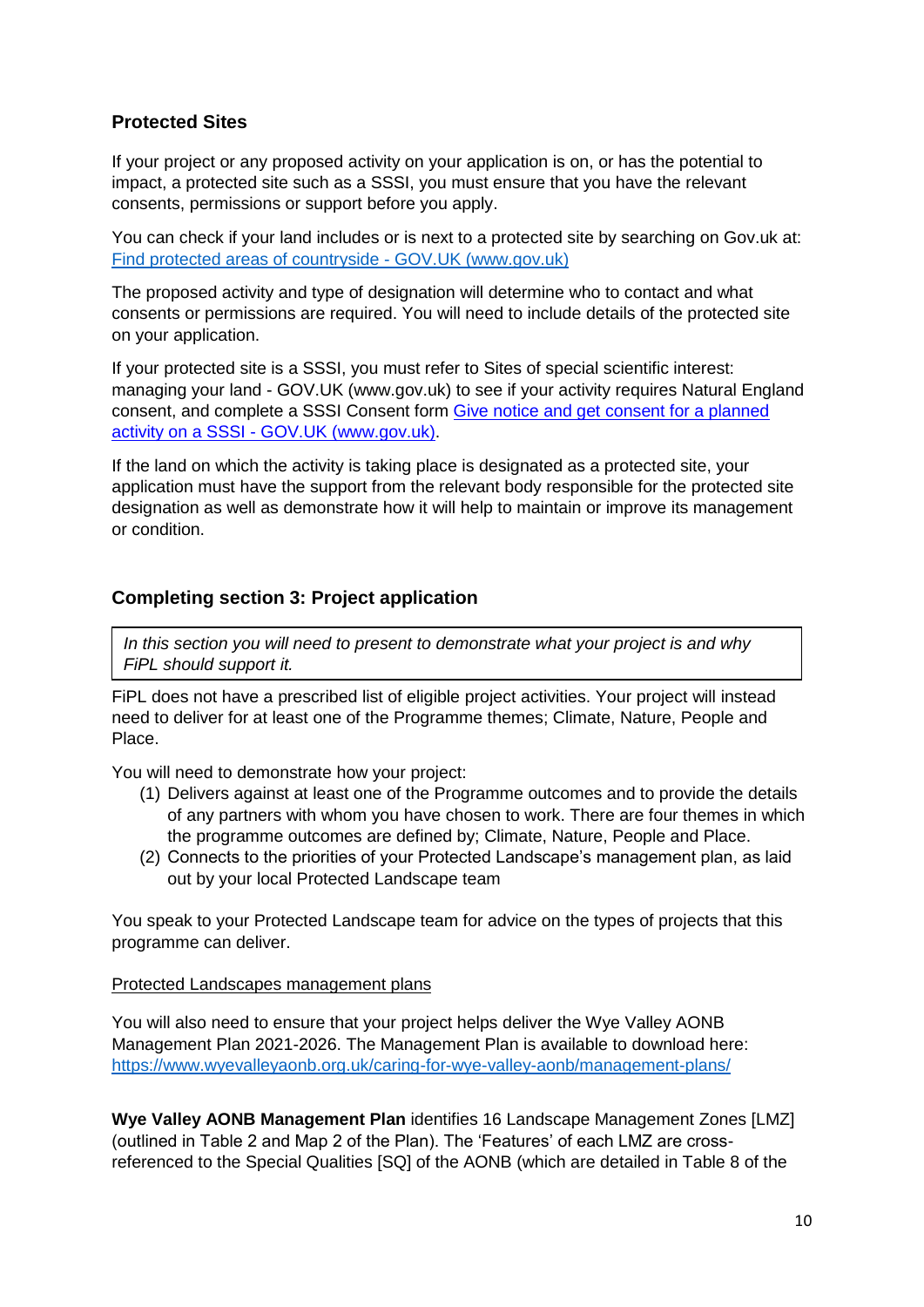## Protected Sites

If your project or any proposed activity on your application is on, or has the potential to impact, a protected site such as a SSSI, you must ensure that you have the relevant consents, permissions or support before you apply.

You can check if your land includes or is next to a protected site by searching on Gov.uk at: [Find protected areas of countryside - GOV.UK (www.gov.uk)](https://www.gov.uk)

The proposed activity and type of designation will determine who to contact and what consents or permissions are required. You will need to include details of the protected site on your application.

If your protected site is a SSSI, you must refer to Sites of special scientific interest: managing your land - GOV.UK (www.gov.uk) to see if your activity requires Natural England consent, and complete a SSSI Consent form [Give notice and get consent for a planned activity on a SSSI - GOV.UK (www.gov.uk)](https://www.gov.uk).

If the land on which the activity is taking place is designated as a protected site, your application must have the support from the relevant body responsible for the protected site designation as well as demonstrate how it will help to maintain or improve its management or condition.

## Completing section 3: Project application

> *In this section you will need to present to demonstrate what your project is and why FiPL should support it.*

FiPL does not have a prescribed list of eligible project activities. Your project will instead need to deliver for at least one of the Programme themes; Climate, Nature, People and Place.

You will need to demonstrate how your project:

1. Delivers against at least one of the Programme outcomes and to provide the details of any partners with whom you have chosen to work. There are four themes in which the programme outcomes are defined by; Climate, Nature, People and Place.
2. Connects to the priorities of your Protected Landscape's management plan, as laid out by your local Protected Landscape team

You speak to your Protected Landscape team for advice on the types of projects that this programme can deliver.

Protected Landscapes management plans

You will also need to ensure that your project helps deliver the Wye Valley AONB Management Plan 2021-2026. The Management Plan is available to download here: https://www.wyevalleyaonb.org.uk/caring-for-wye-valley-aonb/management-plans/

**Wye Valley AONB Management Plan** identifies 16 Landscape Management Zones [LMZ] (outlined in Table 2 and Map 2 of the Plan). The 'Features' of each LMZ are cross-referenced to the Special Qualities [SQ] of the AONB (which are detailed in Table 8 of the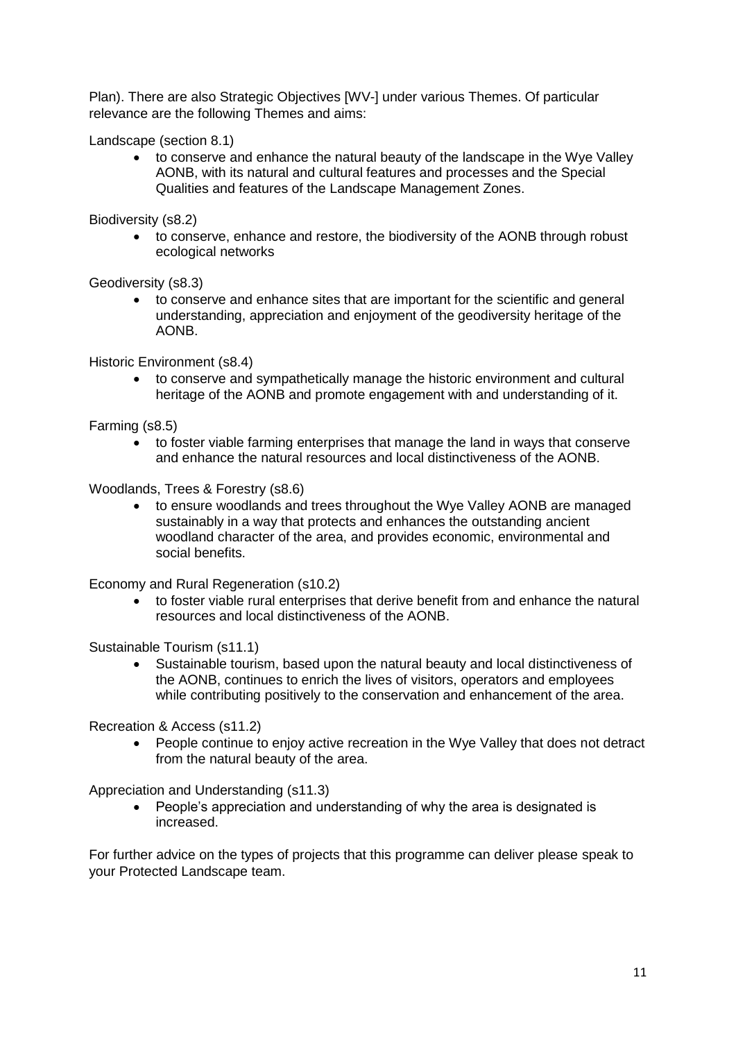Plan). There are also Strategic Objectives [WV-] under various Themes. Of particular relevance are the following Themes and aims:

Landscape (section 8.1)

- to conserve and enhance the natural beauty of the landscape in the Wye Valley AONB, with its natural and cultural features and processes and the Special Qualities and features of the Landscape Management Zones.

Biodiversity (s8.2)

- to conserve, enhance and restore, the biodiversity of the AONB through robust ecological networks

Geodiversity (s8.3)

- to conserve and enhance sites that are important for the scientific and general understanding, appreciation and enjoyment of the geodiversity heritage of the AONB.

Historic Environment (s8.4)

- to conserve and sympathetically manage the historic environment and cultural heritage of the AONB and promote engagement with and understanding of it.

Farming (s8.5)

- to foster viable farming enterprises that manage the land in ways that conserve and enhance the natural resources and local distinctiveness of the AONB.

Woodlands, Trees & Forestry (s8.6)

- to ensure woodlands and trees throughout the Wye Valley AONB are managed sustainably in a way that protects and enhances the outstanding ancient woodland character of the area, and provides economic, environmental and social benefits.

Economy and Rural Regeneration (s10.2)

- to foster viable rural enterprises that derive benefit from and enhance the natural resources and local distinctiveness of the AONB.

Sustainable Tourism (s11.1)

- Sustainable tourism, based upon the natural beauty and local distinctiveness of the AONB, continues to enrich the lives of visitors, operators and employees while contributing positively to the conservation and enhancement of the area.

Recreation & Access (s11.2)

- People continue to enjoy active recreation in the Wye Valley that does not detract from the natural beauty of the area.

Appreciation and Understanding (s11.3)

- People's appreciation and understanding of why the area is designated is increased.

For further advice on the types of projects that this programme can deliver please speak to your Protected Landscape team.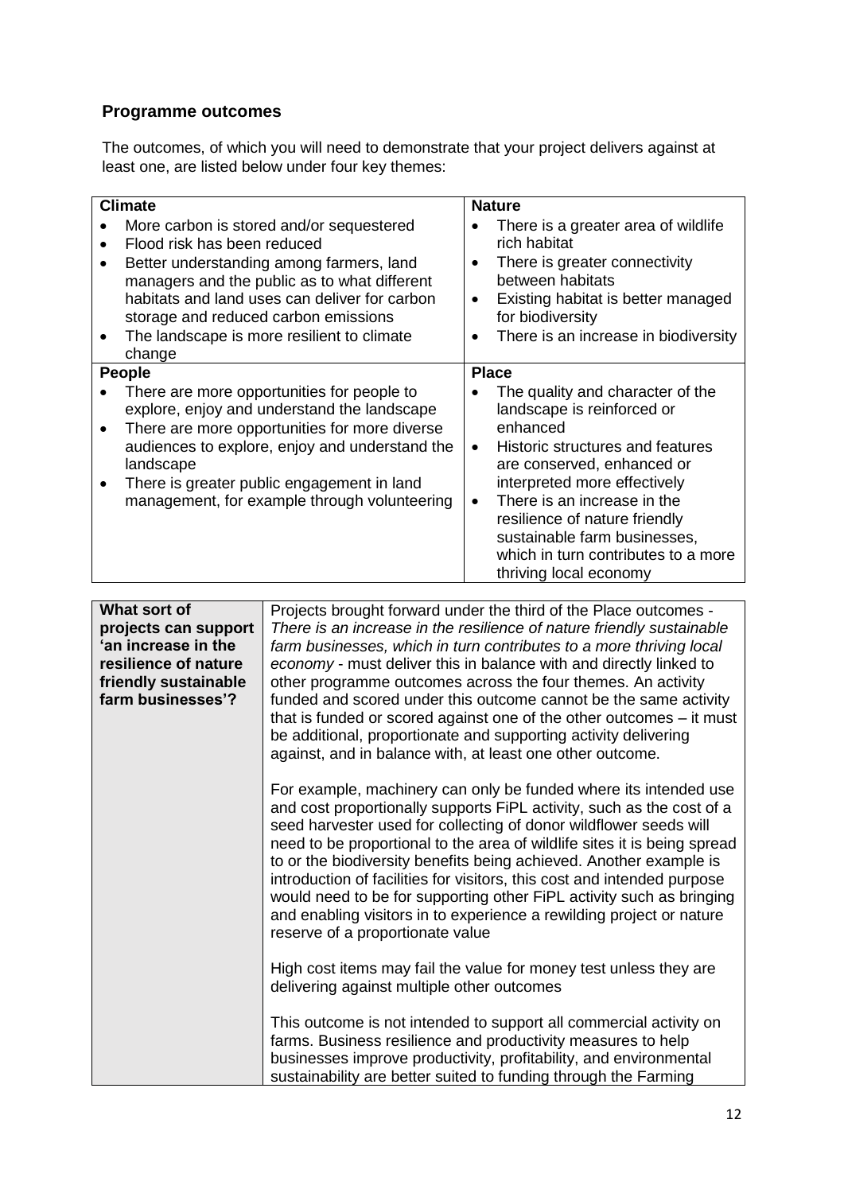## Programme outcomes

The outcomes, of which you will need to demonstrate that your project delivers against at least one, are listed below under four key themes:

| Climate | Nature |
|---|---|
| • More carbon is stored and/or sequestered<br>• Flood risk has been reduced<br>• Better understanding among farmers, land managers and the public as to what different habitats and land uses can deliver for carbon storage and reduced carbon emissions<br>• The landscape is more resilient to climate change | • There is a greater area of wildlife rich habitat<br>• There is greater connectivity between habitats<br>• Existing habitat is better managed for biodiversity<br>• There is an increase in biodiversity |
| **People** | **Place** |
| • There are more opportunities for people to explore, enjoy and understand the landscape<br>• There are more opportunities for more diverse audiences to explore, enjoy and understand the landscape<br>• There is greater public engagement in land management, for example through volunteering | • The quality and character of the landscape is reinforced or enhanced<br>• Historic structures and features are conserved, enhanced or interpreted more effectively<br>• There is an increase in the resilience of nature friendly sustainable farm businesses, which in turn contributes to a more thriving local economy |

| | |
|---|---|
| **What sort of projects can support 'an increase in the resilience of nature friendly sustainable farm businesses'?** | Projects brought forward under the third of the Place outcomes - *There is an increase in the resilience of nature friendly sustainable farm businesses, which in turn contributes to a more thriving local economy* - must deliver this in balance with and directly linked to other programme outcomes across the four themes. An activity funded and scored under this outcome cannot be the same activity that is funded or scored against one of the other outcomes – it must be additional, proportionate and supporting activity delivering against, and in balance with, at least one other outcome.<br><br>For example, machinery can only be funded where its intended use and cost proportionally supports FiPL activity, such as the cost of a seed harvester used for collecting of donor wildflower seeds will need to be proportional to the area of wildlife sites it is being spread to or the biodiversity benefits being achieved. Another example is introduction of facilities for visitors, this cost and intended purpose would need to be for supporting other FiPL activity such as bringing and enabling visitors in to experience a rewilding project or nature reserve of a proportionate value<br><br>High cost items may fail the value for money test unless they are delivering against multiple other outcomes<br><br>This outcome is not intended to support all commercial activity on farms. Business resilience and productivity measures to help businesses improve productivity, profitability, and environmental sustainability are better suited to funding through the Farming |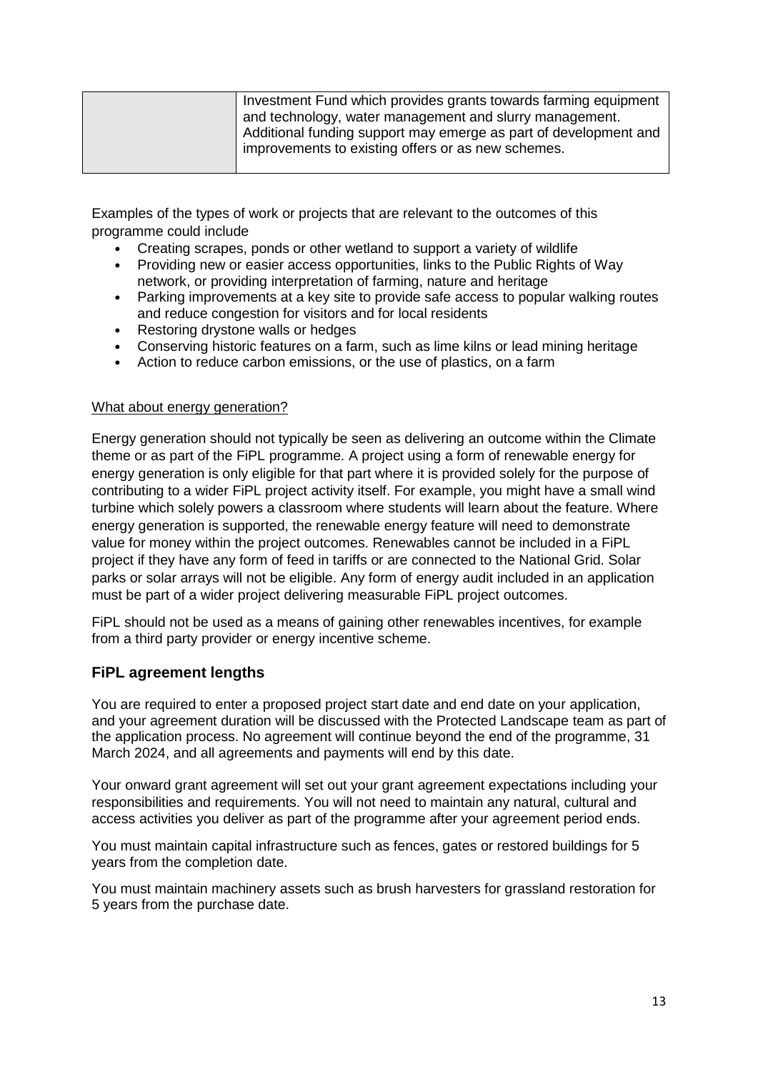|  | Investment Fund which provides grants towards farming equipment and technology, water management and slurry management. Additional funding support may emerge as part of development and improvements to existing offers or as new schemes. |
| --- | --- |

Examples of the types of work or projects that are relevant to the outcomes of this programme could include

- Creating scrapes, ponds or other wetland to support a variety of wildlife
- Providing new or easier access opportunities, links to the Public Rights of Way network, or providing interpretation of farming, nature and heritage
- Parking improvements at a key site to provide safe access to popular walking routes and reduce congestion for visitors and for local residents
- Restoring drystone walls or hedges
- Conserving historic features on a farm, such as lime kilns or lead mining heritage
- Action to reduce carbon emissions, or the use of plastics, on a farm

What about energy generation?

Energy generation should not typically be seen as delivering an outcome within the Climate theme or as part of the FiPL programme. A project using a form of renewable energy for energy generation is only eligible for that part where it is provided solely for the purpose of contributing to a wider FiPL project activity itself. For example, you might have a small wind turbine which solely powers a classroom where students will learn about the feature. Where energy generation is supported, the renewable energy feature will need to demonstrate value for money within the project outcomes. Renewables cannot be included in a FiPL project if they have any form of feed in tariffs or are connected to the National Grid. Solar parks or solar arrays will not be eligible. Any form of energy audit included in an application must be part of a wider project delivering measurable FiPL project outcomes.

FiPL should not be used as a means of gaining other renewables incentives, for example from a third party provider or energy incentive scheme.

## FiPL agreement lengths

You are required to enter a proposed project start date and end date on your application, and your agreement duration will be discussed with the Protected Landscape team as part of the application process. No agreement will continue beyond the end of the programme, 31 March 2024, and all agreements and payments will end by this date.

Your onward grant agreement will set out your grant agreement expectations including your responsibilities and requirements. You will not need to maintain any natural, cultural and access activities you deliver as part of the programme after your agreement period ends.

You must maintain capital infrastructure such as fences, gates or restored buildings for 5 years from the completion date.

You must maintain machinery assets such as brush harvesters for grassland restoration for 5 years from the purchase date.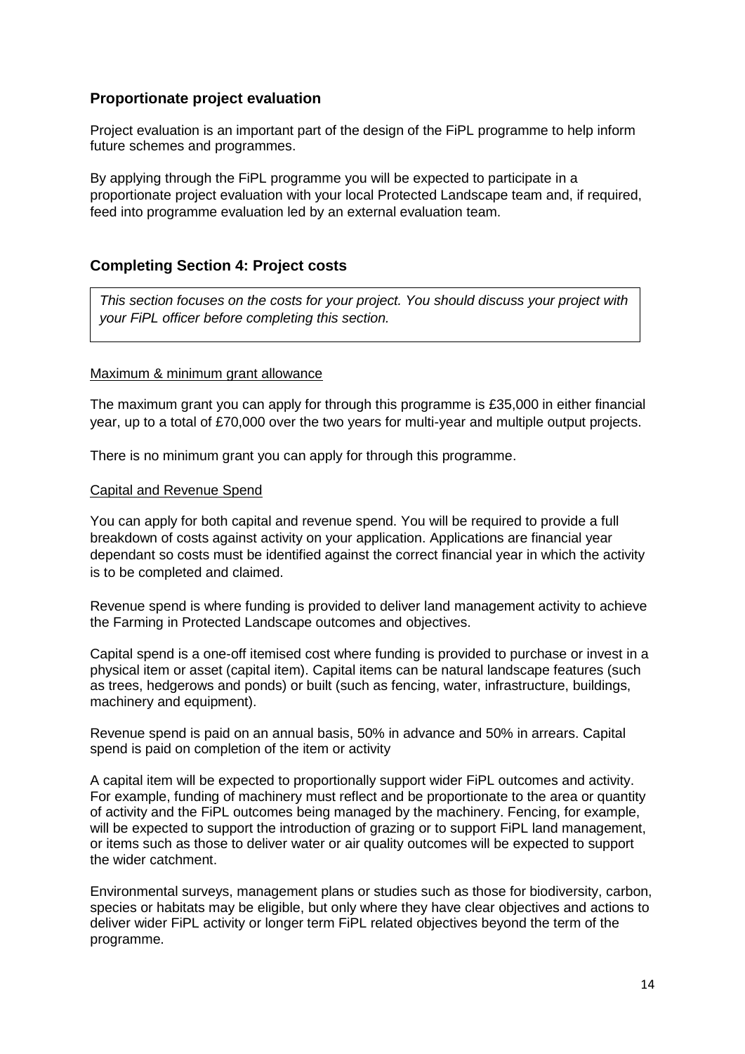## Proportionate project evaluation

Project evaluation is an important part of the design of the FiPL programme to help inform future schemes and programmes.

By applying through the FiPL programme you will be expected to participate in a proportionate project evaluation with your local Protected Landscape team and, if required, feed into programme evaluation led by an external evaluation team.

## Completing Section 4: Project costs

*This section focuses on the costs for your project. You should discuss your project with your FiPL officer before completing this section.*

Maximum & minimum grant allowance

The maximum grant you can apply for through this programme is £35,000 in either financial year, up to a total of £70,000 over the two years for multi-year and multiple output projects.

There is no minimum grant you can apply for through this programme.

Capital and Revenue Spend

You can apply for both capital and revenue spend. You will be required to provide a full breakdown of costs against activity on your application. Applications are financial year dependant so costs must be identified against the correct financial year in which the activity is to be completed and claimed.

Revenue spend is where funding is provided to deliver land management activity to achieve the Farming in Protected Landscape outcomes and objectives.

Capital spend is a one-off itemised cost where funding is provided to purchase or invest in a physical item or asset (capital item). Capital items can be natural landscape features (such as trees, hedgerows and ponds) or built (such as fencing, water, infrastructure, buildings, machinery and equipment).

Revenue spend is paid on an annual basis, 50% in advance and 50% in arrears. Capital spend is paid on completion of the item or activity

A capital item will be expected to proportionally support wider FiPL outcomes and activity. For example, funding of machinery must reflect and be proportionate to the area or quantity of activity and the FiPL outcomes being managed by the machinery. Fencing, for example, will be expected to support the introduction of grazing or to support FiPL land management, or items such as those to deliver water or air quality outcomes will be expected to support the wider catchment.

Environmental surveys, management plans or studies such as those for biodiversity, carbon, species or habitats may be eligible, but only where they have clear objectives and actions to deliver wider FiPL activity or longer term FiPL related objectives beyond the term of the programme.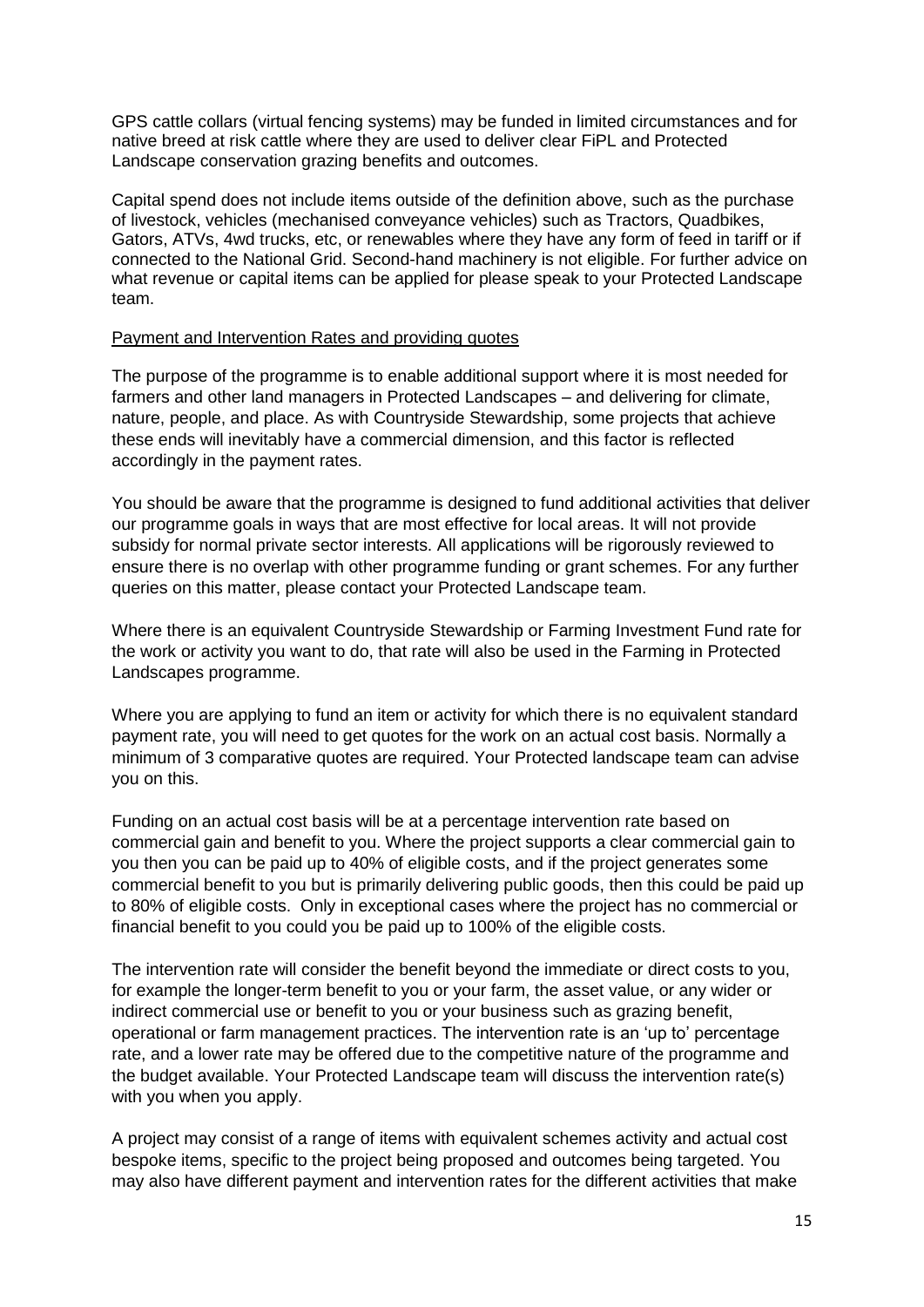GPS cattle collars (virtual fencing systems) may be funded in limited circumstances and for native breed at risk cattle where they are used to deliver clear FiPL and Protected Landscape conservation grazing benefits and outcomes.

Capital spend does not include items outside of the definition above, such as the purchase of livestock, vehicles (mechanised conveyance vehicles) such as Tractors, Quadbikes, Gators, ATVs, 4wd trucks, etc, or renewables where they have any form of feed in tariff or if connected to the National Grid. Second-hand machinery is not eligible. For further advice on what revenue or capital items can be applied for please speak to your Protected Landscape team.

## Payment and Intervention Rates and providing quotes

The purpose of the programme is to enable additional support where it is most needed for farmers and other land managers in Protected Landscapes – and delivering for climate, nature, people, and place. As with Countryside Stewardship, some projects that achieve these ends will inevitably have a commercial dimension, and this factor is reflected accordingly in the payment rates.

You should be aware that the programme is designed to fund additional activities that deliver our programme goals in ways that are most effective for local areas. It will not provide subsidy for normal private sector interests. All applications will be rigorously reviewed to ensure there is no overlap with other programme funding or grant schemes. For any further queries on this matter, please contact your Protected Landscape team.

Where there is an equivalent Countryside Stewardship or Farming Investment Fund rate for the work or activity you want to do, that rate will also be used in the Farming in Protected Landscapes programme.

Where you are applying to fund an item or activity for which there is no equivalent standard payment rate, you will need to get quotes for the work on an actual cost basis. Normally a minimum of 3 comparative quotes are required. Your Protected landscape team can advise you on this.

Funding on an actual cost basis will be at a percentage intervention rate based on commercial gain and benefit to you. Where the project supports a clear commercial gain to you then you can be paid up to 40% of eligible costs, and if the project generates some commercial benefit to you but is primarily delivering public goods, then this could be paid up to 80% of eligible costs. Only in exceptional cases where the project has no commercial or financial benefit to you could you be paid up to 100% of the eligible costs.

The intervention rate will consider the benefit beyond the immediate or direct costs to you, for example the longer-term benefit to you or your farm, the asset value, or any wider or indirect commercial use or benefit to you or your business such as grazing benefit, operational or farm management practices. The intervention rate is an 'up to' percentage rate, and a lower rate may be offered due to the competitive nature of the programme and the budget available. Your Protected Landscape team will discuss the intervention rate(s) with you when you apply.

A project may consist of a range of items with equivalent schemes activity and actual cost bespoke items, specific to the project being proposed and outcomes being targeted. You may also have different payment and intervention rates for the different activities that make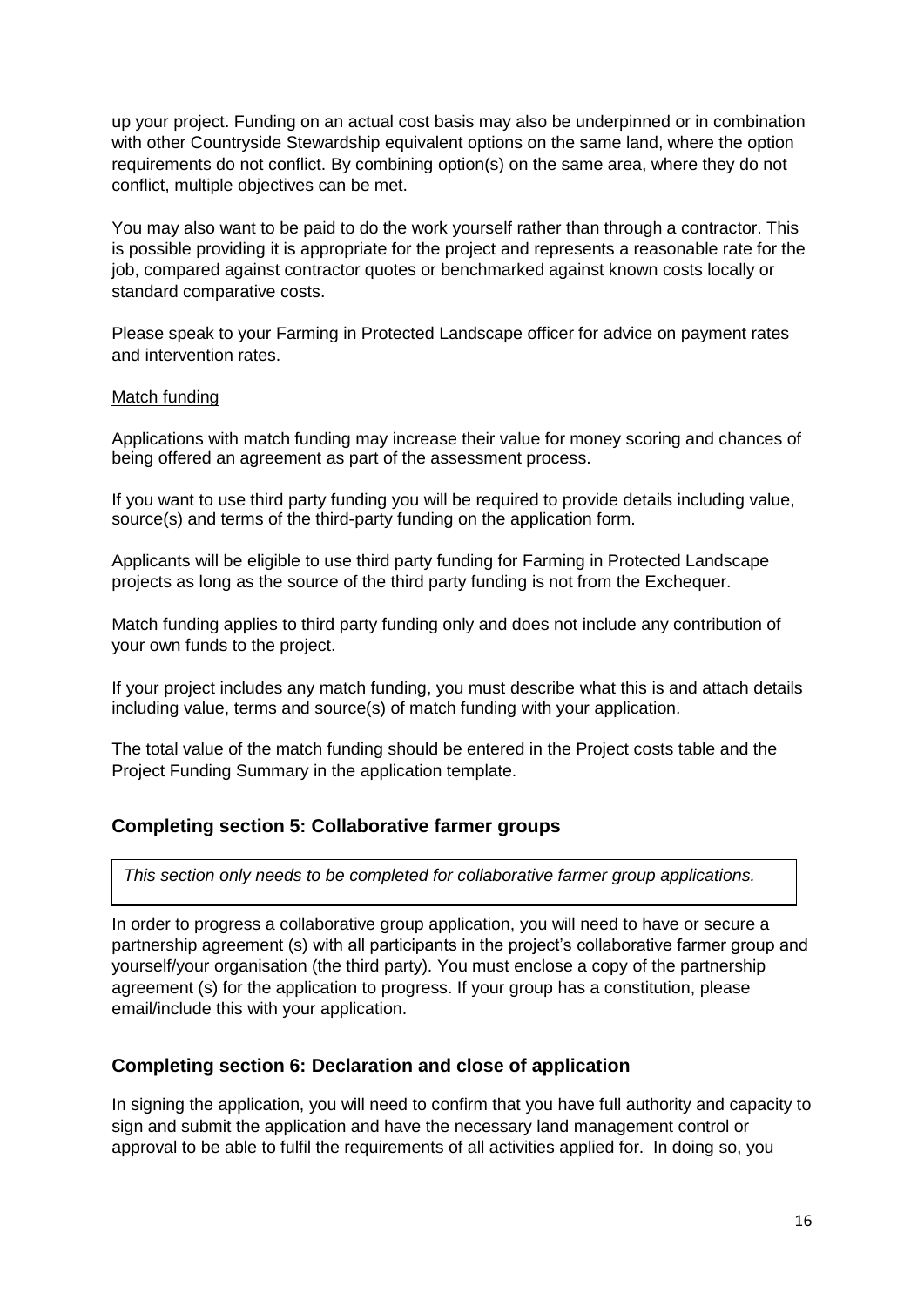up your project. Funding on an actual cost basis may also be underpinned or in combination with other Countryside Stewardship equivalent options on the same land, where the option requirements do not conflict. By combining option(s) on the same area, where they do not conflict, multiple objectives can be met.

You may also want to be paid to do the work yourself rather than through a contractor. This is possible providing it is appropriate for the project and represents a reasonable rate for the job, compared against contractor quotes or benchmarked against known costs locally or standard comparative costs.

Please speak to your Farming in Protected Landscape officer for advice on payment rates and intervention rates.

Match funding

Applications with match funding may increase their value for money scoring and chances of being offered an agreement as part of the assessment process.

If you want to use third party funding you will be required to provide details including value, source(s) and terms of the third-party funding on the application form.

Applicants will be eligible to use third party funding for Farming in Protected Landscape projects as long as the source of the third party funding is not from the Exchequer.

Match funding applies to third party funding only and does not include any contribution of your own funds to the project.

If your project includes any match funding, you must describe what this is and attach details including value, terms and source(s) of match funding with your application.

The total value of the match funding should be entered in the Project costs table and the Project Funding Summary in the application template.

### Completing section 5: Collaborative farmer groups

*This section only needs to be completed for collaborative farmer group applications.*

In order to progress a collaborative group application, you will need to have or secure a partnership agreement (s) with all participants in the project's collaborative farmer group and yourself/your organisation (the third party). You must enclose a copy of the partnership agreement (s) for the application to progress. If your group has a constitution, please email/include this with your application.

### Completing section 6: Declaration and close of application

In signing the application, you will need to confirm that you have full authority and capacity to sign and submit the application and have the necessary land management control or approval to be able to fulfil the requirements of all activities applied for. In doing so, you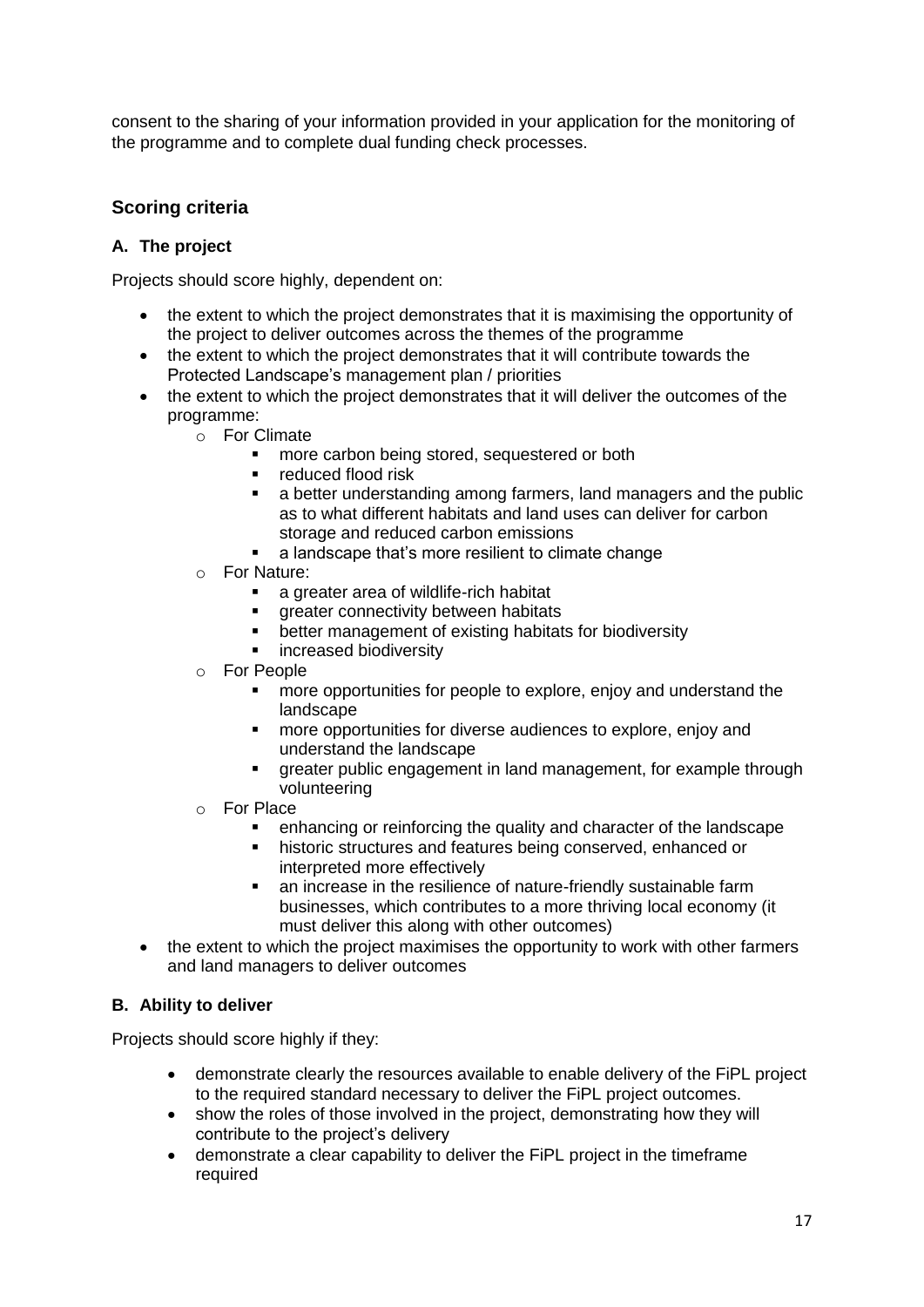consent to the sharing of your information provided in your application for the monitoring of the programme and to complete dual funding check processes.

## Scoring criteria

### A. The project

Projects should score highly, dependent on:

- the extent to which the project demonstrates that it is maximising the opportunity of the project to deliver outcomes across the themes of the programme
- the extent to which the project demonstrates that it will contribute towards the Protected Landscape's management plan / priorities
- the extent to which the project demonstrates that it will deliver the outcomes of the programme:
  - For Climate
    - more carbon being stored, sequestered or both
    - reduced flood risk
    - a better understanding among farmers, land managers and the public as to what different habitats and land uses can deliver for carbon storage and reduced carbon emissions
    - a landscape that's more resilient to climate change
  - For Nature:
    - a greater area of wildlife-rich habitat
    - greater connectivity between habitats
    - better management of existing habitats for biodiversity
    - increased biodiversity
  - For People
    - more opportunities for people to explore, enjoy and understand the landscape
    - more opportunities for diverse audiences to explore, enjoy and understand the landscape
    - greater public engagement in land management, for example through volunteering
  - For Place
    - enhancing or reinforcing the quality and character of the landscape
    - historic structures and features being conserved, enhanced or interpreted more effectively
    - an increase in the resilience of nature-friendly sustainable farm businesses, which contributes to a more thriving local economy (it must deliver this along with other outcomes)
- the extent to which the project maximises the opportunity to work with other farmers and land managers to deliver outcomes

### B. Ability to deliver

Projects should score highly if they:

- demonstrate clearly the resources available to enable delivery of the FiPL project to the required standard necessary to deliver the FiPL project outcomes.
- show the roles of those involved in the project, demonstrating how they will contribute to the project's delivery
- demonstrate a clear capability to deliver the FiPL project in the timeframe required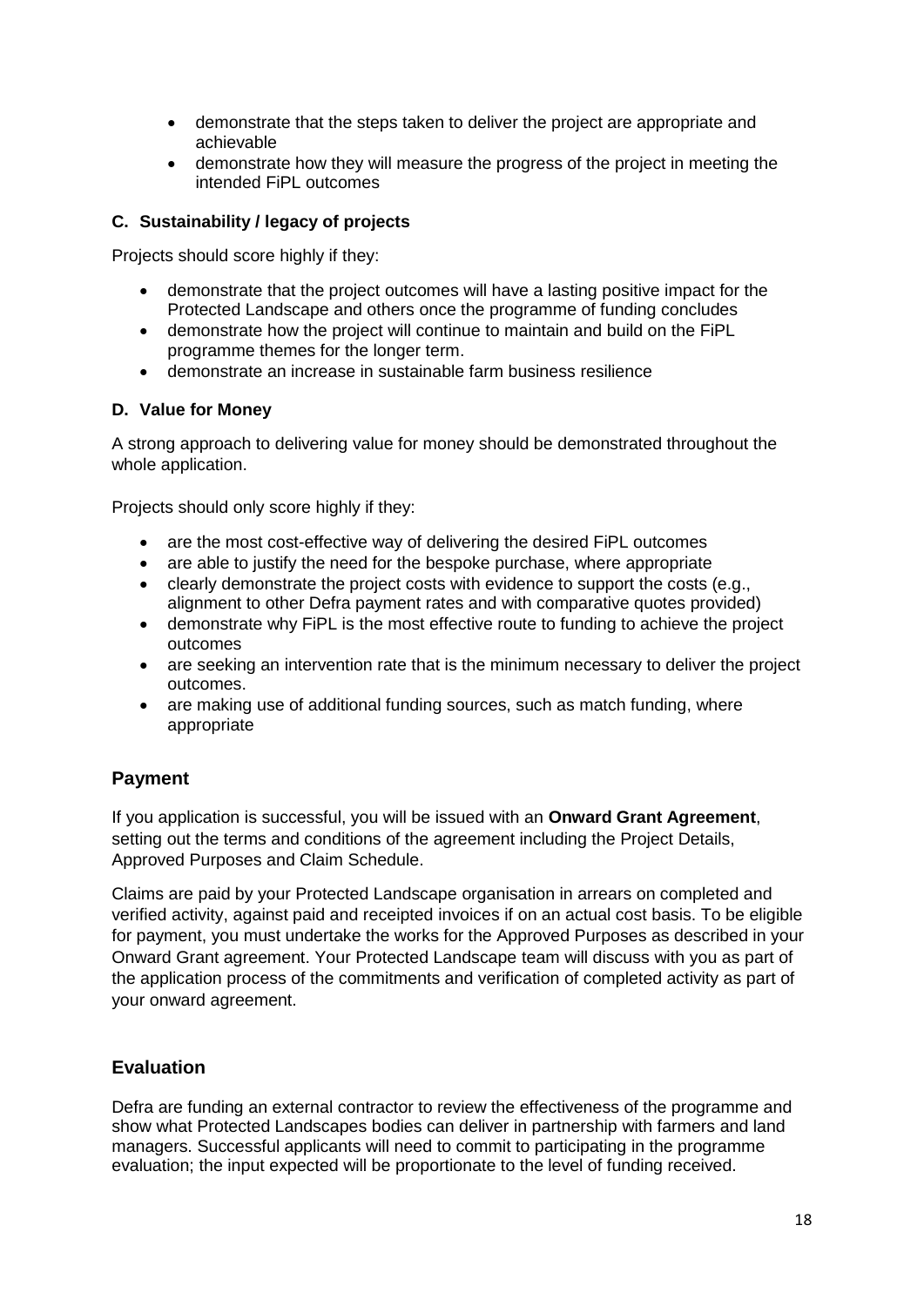- demonstrate that the steps taken to deliver the project are appropriate and achievable
- demonstrate how they will measure the progress of the project in meeting the intended FiPL outcomes

### C. Sustainability / legacy of projects

Projects should score highly if they:

- demonstrate that the project outcomes will have a lasting positive impact for the Protected Landscape and others once the programme of funding concludes
- demonstrate how the project will continue to maintain and build on the FiPL programme themes for the longer term.
- demonstrate an increase in sustainable farm business resilience

### D. Value for Money

A strong approach to delivering value for money should be demonstrated throughout the whole application.

Projects should only score highly if they:

- are the most cost-effective way of delivering the desired FiPL outcomes
- are able to justify the need for the bespoke purchase, where appropriate
- clearly demonstrate the project costs with evidence to support the costs (e.g., alignment to other Defra payment rates and with comparative quotes provided)
- demonstrate why FiPL is the most effective route to funding to achieve the project outcomes
- are seeking an intervention rate that is the minimum necessary to deliver the project outcomes.
- are making use of additional funding sources, such as match funding, where appropriate

## Payment

If you application is successful, you will be issued with an **Onward Grant Agreement**, setting out the terms and conditions of the agreement including the Project Details, Approved Purposes and Claim Schedule.

Claims are paid by your Protected Landscape organisation in arrears on completed and verified activity, against paid and receipted invoices if on an actual cost basis. To be eligible for payment, you must undertake the works for the Approved Purposes as described in your Onward Grant agreement. Your Protected Landscape team will discuss with you as part of the application process of the commitments and verification of completed activity as part of your onward agreement.

## Evaluation

Defra are funding an external contractor to review the effectiveness of the programme and show what Protected Landscapes bodies can deliver in partnership with farmers and land managers. Successful applicants will need to commit to participating in the programme evaluation; the input expected will be proportionate to the level of funding received.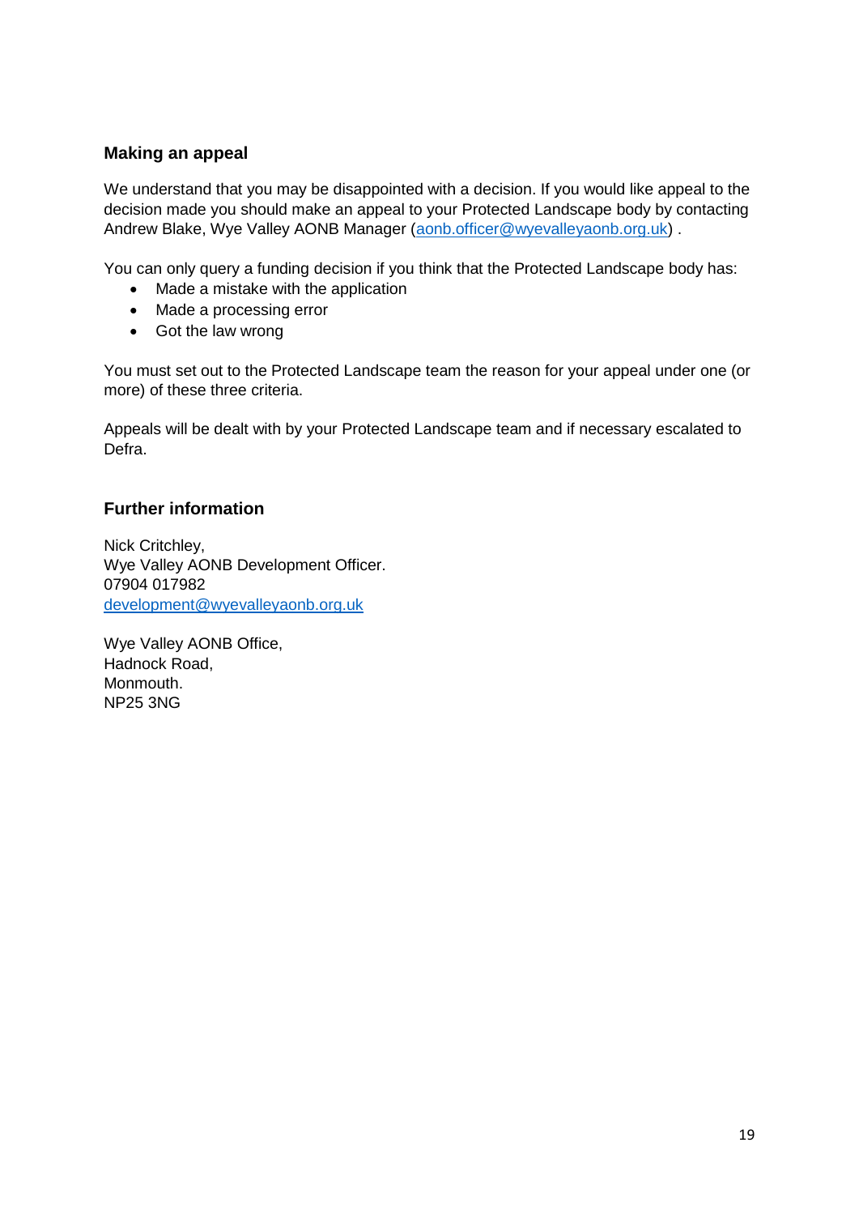### Making an appeal

We understand that you may be disappointed with a decision. If you would like appeal to the decision made you should make an appeal to your Protected Landscape body by contacting Andrew Blake, Wye Valley AONB Manager (aonb.officer@wyevalleyaonb.org.uk) .

You can only query a funding decision if you think that the Protected Landscape body has:

- Made a mistake with the application
- Made a processing error
- Got the law wrong

You must set out to the Protected Landscape team the reason for your appeal under one (or more) of these three criteria.

Appeals will be dealt with by your Protected Landscape team and if necessary escalated to Defra.

### Further information

Nick Critchley,
Wye Valley AONB Development Officer.
07904 017982
development@wyevalleyaonb.org.uk

Wye Valley AONB Office,
Hadnock Road,
Monmouth.
NP25 3NG